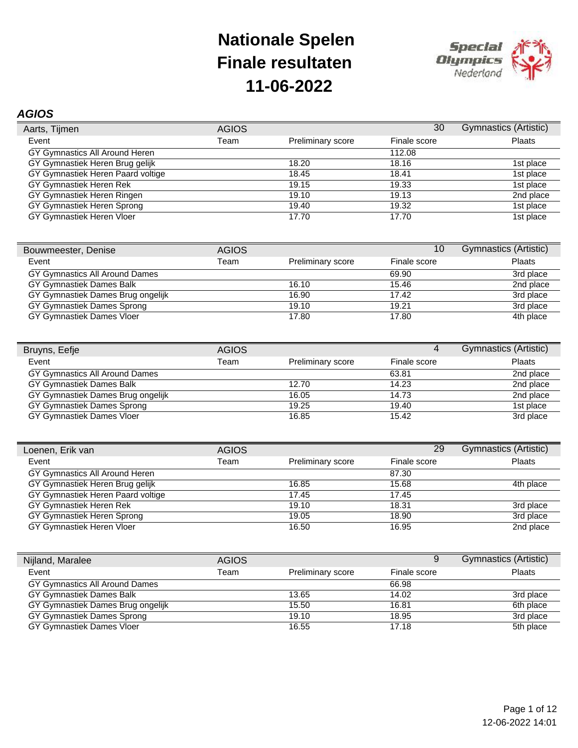# Nationale Spelen
# Finale resultaten
# 11-06-2022

Special Olympics Nederland

## *AGIOS*

| Aarts, Tijmen | AGIOS | | 30 | Gymnastics (Artistic) |
|---|---|---|---|---|
| Event | Team | Preliminary score | Finale score | Plaats |
| GY Gymnastics All Around Heren | | | 112.08 | |
| GY Gymnastiek Heren Brug gelijk | | 18.20 | 18.16 | 1st place |
| GY Gymnastiek Heren Paard voltige | | 18.45 | 18.41 | 1st place |
| GY Gymnastiek Heren Rek | | 19.15 | 19.33 | 1st place |
| GY Gymnastiek Heren Ringen | | 19.10 | 19.13 | 2nd place |
| GY Gymnastiek Heren Sprong | | 19.40 | 19.32 | 1st place |
| GY Gymnastiek Heren Vloer | | 17.70 | 17.70 | 1st place |

| Bouwmeester, Denise | AGIOS | | 10 | Gymnastics (Artistic) |
|---|---|---|---|---|
| Event | Team | Preliminary score | Finale score | Plaats |
| GY Gymnastics All Around Dames | | | 69.90 | 3rd place |
| GY Gymnastiek Dames Balk | | 16.10 | 15.46 | 2nd place |
| GY Gymnastiek Dames Brug ongelijk | | 16.90 | 17.42 | 3rd place |
| GY Gymnastiek Dames Sprong | | 19.10 | 19.21 | 3rd place |
| GY Gymnastiek Dames Vloer | | 17.80 | 17.80 | 4th place |

| Bruyns, Eefje | AGIOS | | 4 | Gymnastics (Artistic) |
|---|---|---|---|---|
| Event | Team | Preliminary score | Finale score | Plaats |
| GY Gymnastics All Around Dames | | | 63.81 | 2nd place |
| GY Gymnastiek Dames Balk | | 12.70 | 14.23 | 2nd place |
| GY Gymnastiek Dames Brug ongelijk | | 16.05 | 14.73 | 2nd place |
| GY Gymnastiek Dames Sprong | | 19.25 | 19.40 | 1st place |
| GY Gymnastiek Dames Vloer | | 16.85 | 15.42 | 3rd place |

| Loenen, Erik van | AGIOS | | 29 | Gymnastics (Artistic) |
|---|---|---|---|---|
| Event | Team | Preliminary score | Finale score | Plaats |
| GY Gymnastics All Around Heren | | | 87.30 | |
| GY Gymnastiek Heren Brug gelijk | | 16.85 | 15.68 | 4th place |
| GY Gymnastiek Heren Paard voltige | | 17.45 | 17.45 | |
| GY Gymnastiek Heren Rek | | 19.10 | 18.31 | 3rd place |
| GY Gymnastiek Heren Sprong | | 19.05 | 18.90 | 3rd place |
| GY Gymnastiek Heren Vloer | | 16.50 | 16.95 | 2nd place |

| Nijland, Maralee | AGIOS | | 9 | Gymnastics (Artistic) |
|---|---|---|---|---|
| Event | Team | Preliminary score | Finale score | Plaats |
| GY Gymnastics All Around Dames | | | 66.98 | |
| GY Gymnastiek Dames Balk | | 13.65 | 14.02 | 3rd place |
| GY Gymnastiek Dames Brug ongelijk | | 15.50 | 16.81 | 6th place |
| GY Gymnastiek Dames Sprong | | 19.10 | 18.95 | 3rd place |
| GY Gymnastiek Dames Vloer | | 16.55 | 17.18 | 5th place |

12-06-2022 14:01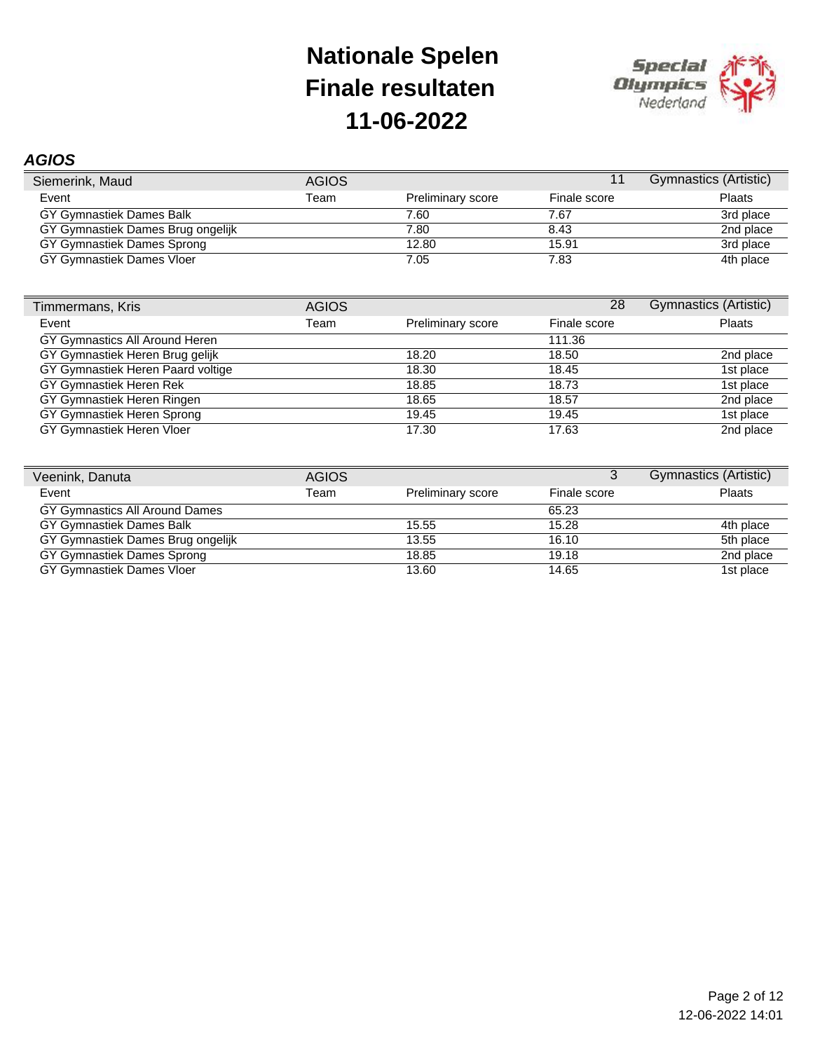# Nationale Spelen
# Finale resultaten
# 11-06-2022

***AGIOS***

| Siemerink, Maud | AGIOS | | 11 | Gymnastics (Artistic) |
|---|---|---|---|---|
| Event | Team | Preliminary score | Finale score | Plaats |
| GY Gymnastiek Dames Balk | | 7.60 | 7.67 | 3rd place |
| GY Gymnastiek Dames Brug ongelijk | | 7.80 | 8.43 | 2nd place |
| GY Gymnastiek Dames Sprong | | 12.80 | 15.91 | 3rd place |
| GY Gymnastiek Dames Vloer | | 7.05 | 7.83 | 4th place |

| Timmermans, Kris | AGIOS | | 28 | Gymnastics (Artistic) |
|---|---|---|---|---|
| Event | Team | Preliminary score | Finale score | Plaats |
| GY Gymnastics All Around Heren | | | 111.36 | |
| GY Gymnastiek Heren Brug gelijk | | 18.20 | 18.50 | 2nd place |
| GY Gymnastiek Heren Paard voltige | | 18.30 | 18.45 | 1st place |
| GY Gymnastiek Heren Rek | | 18.85 | 18.73 | 1st place |
| GY Gymnastiek Heren Ringen | | 18.65 | 18.57 | 2nd place |
| GY Gymnastiek Heren Sprong | | 19.45 | 19.45 | 1st place |
| GY Gymnastiek Heren Vloer | | 17.30 | 17.63 | 2nd place |

| Veenink, Danuta | AGIOS | | 3 | Gymnastics (Artistic) |
|---|---|---|---|---|
| Event | Team | Preliminary score | Finale score | Plaats |
| GY Gymnastics All Around Dames | | | 65.23 | |
| GY Gymnastiek Dames Balk | | 15.55 | 15.28 | 4th place |
| GY Gymnastiek Dames Brug ongelijk | | 13.55 | 16.10 | 5th place |
| GY Gymnastiek Dames Sprong | | 18.85 | 19.18 | 2nd place |
| GY Gymnastiek Dames Vloer | | 13.60 | 14.65 | 1st place |

12-06-2022 14:01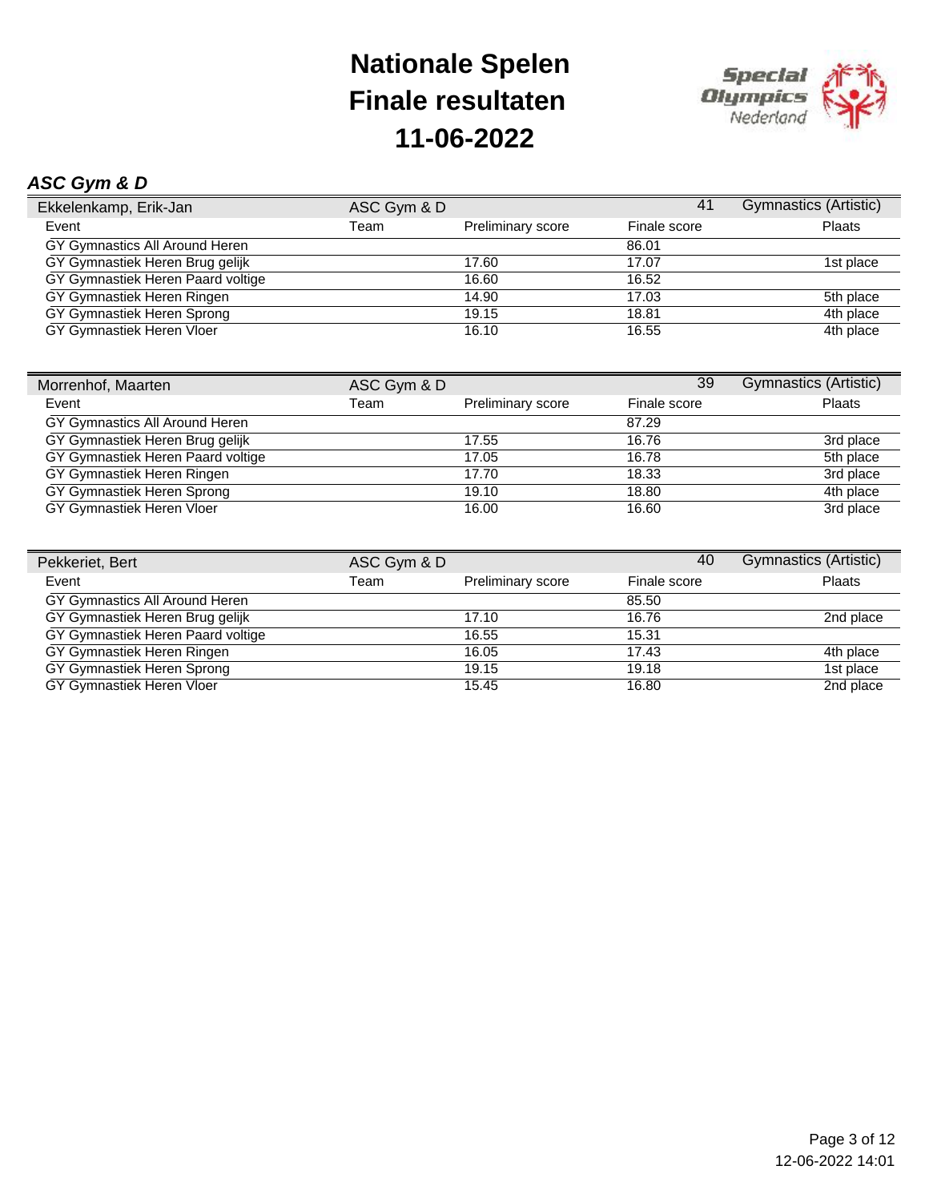# Nationale Spelen
# Finale resultaten
# 11-06-2022

## *ASC Gym & D*

| Ekkelenkamp, Erik-Jan | ASC Gym & D | | 41 | Gymnastics (Artistic) |
|---|---|---|---|---|
| Event | Team | Preliminary score | Finale score | Plaats |
| GY Gymnastics All Around Heren | | | 86.01 | |
| GY Gymnastiek Heren Brug gelijk | | 17.60 | 17.07 | 1st place |
| GY Gymnastiek Heren Paard voltige | | 16.60 | 16.52 | |
| GY Gymnastiek Heren Ringen | | 14.90 | 17.03 | 5th place |
| GY Gymnastiek Heren Sprong | | 19.15 | 18.81 | 4th place |
| GY Gymnastiek Heren Vloer | | 16.10 | 16.55 | 4th place |

| Morrenhof, Maarten | ASC Gym & D | | 39 | Gymnastics (Artistic) |
|---|---|---|---|---|
| Event | Team | Preliminary score | Finale score | Plaats |
| GY Gymnastics All Around Heren | | | 87.29 | |
| GY Gymnastiek Heren Brug gelijk | | 17.55 | 16.76 | 3rd place |
| GY Gymnastiek Heren Paard voltige | | 17.05 | 16.78 | 5th place |
| GY Gymnastiek Heren Ringen | | 17.70 | 18.33 | 3rd place |
| GY Gymnastiek Heren Sprong | | 19.10 | 18.80 | 4th place |
| GY Gymnastiek Heren Vloer | | 16.00 | 16.60 | 3rd place |

| Pekkeriet, Bert | ASC Gym & D | | 40 | Gymnastics (Artistic) |
|---|---|---|---|---|
| Event | Team | Preliminary score | Finale score | Plaats |
| GY Gymnastics All Around Heren | | | 85.50 | |
| GY Gymnastiek Heren Brug gelijk | | 17.10 | 16.76 | 2nd place |
| GY Gymnastiek Heren Paard voltige | | 16.55 | 15.31 | |
| GY Gymnastiek Heren Ringen | | 16.05 | 17.43 | 4th place |
| GY Gymnastiek Heren Sprong | | 19.15 | 19.18 | 1st place |
| GY Gymnastiek Heren Vloer | | 15.45 | 16.80 | 2nd place |

12-06-2022 14:01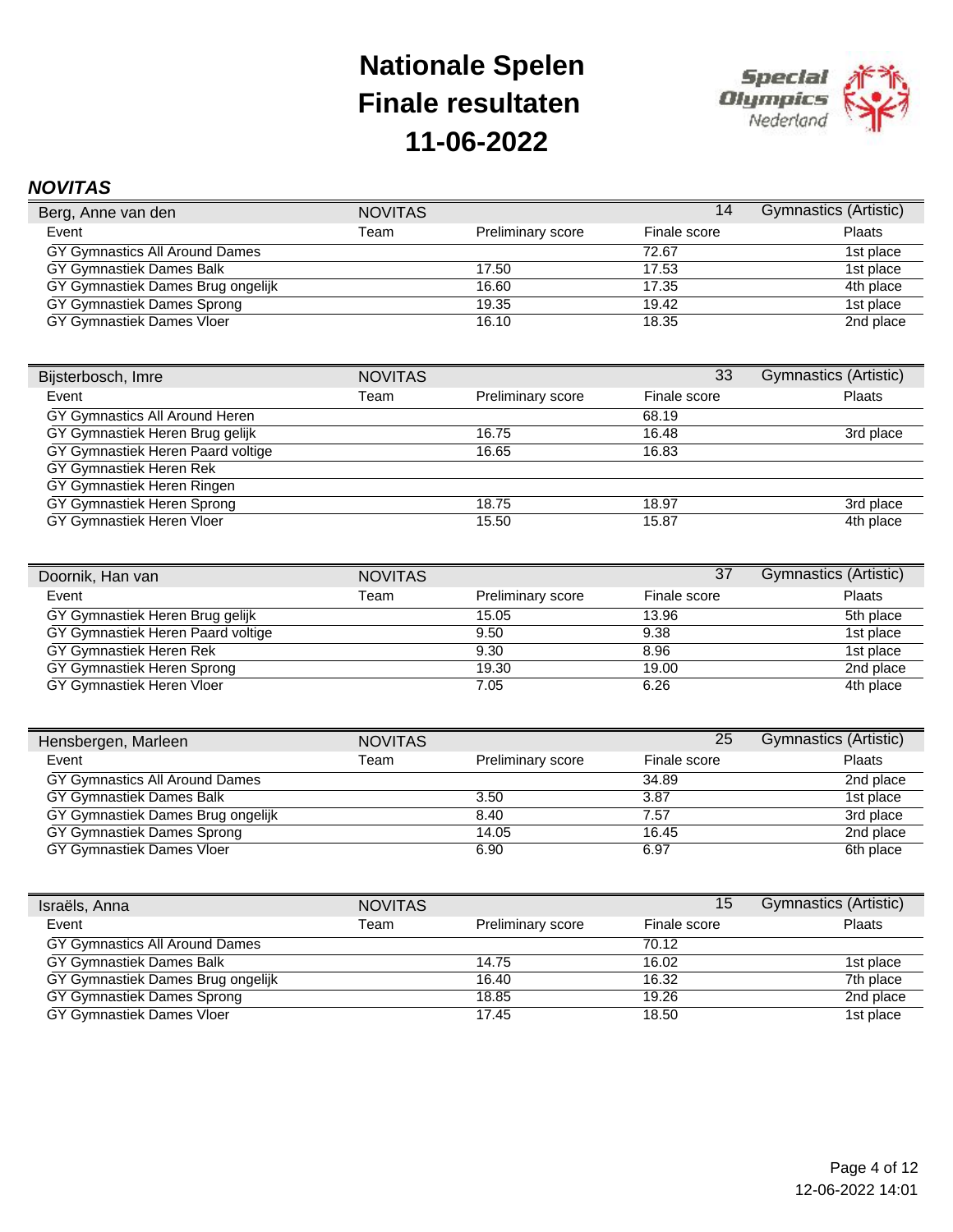# Nationale Spelen
# Finale resultaten
# 11-06-2022

### *NOVITAS*

| Berg, Anne van den | NOVITAS | | 14 | Gymnastics (Artistic) |
|---|---|---|---|---|
| Event | Team | Preliminary score | Finale score | Plaats |
| GY Gymnastics All Around Dames | | | 72.67 | 1st place |
| GY Gymnastiek Dames Balk | | 17.50 | 17.53 | 1st place |
| GY Gymnastiek Dames Brug ongelijk | | 16.60 | 17.35 | 4th place |
| GY Gymnastiek Dames Sprong | | 19.35 | 19.42 | 1st place |
| GY Gymnastiek Dames Vloer | | 16.10 | 18.35 | 2nd place |

| Bijsterbosch, Imre | NOVITAS | | 33 | Gymnastics (Artistic) |
|---|---|---|---|---|
| Event | Team | Preliminary score | Finale score | Plaats |
| GY Gymnastics All Around Heren | | | 68.19 | |
| GY Gymnastiek Heren Brug gelijk | | 16.75 | 16.48 | 3rd place |
| GY Gymnastiek Heren Paard voltige | | 16.65 | 16.83 | |
| GY Gymnastiek Heren Rek | | | | |
| GY Gymnastiek Heren Ringen | | | | |
| GY Gymnastiek Heren Sprong | | 18.75 | 18.97 | 3rd place |
| GY Gymnastiek Heren Vloer | | 15.50 | 15.87 | 4th place |

| Doornik, Han van | NOVITAS | | 37 | Gymnastics (Artistic) |
|---|---|---|---|---|
| Event | Team | Preliminary score | Finale score | Plaats |
| GY Gymnastiek Heren Brug gelijk | | 15.05 | 13.96 | 5th place |
| GY Gymnastiek Heren Paard voltige | | 9.50 | 9.38 | 1st place |
| GY Gymnastiek Heren Rek | | 9.30 | 8.96 | 1st place |
| GY Gymnastiek Heren Sprong | | 19.30 | 19.00 | 2nd place |
| GY Gymnastiek Heren Vloer | | 7.05 | 6.26 | 4th place |

| Hensbergen, Marleen | NOVITAS | | 25 | Gymnastics (Artistic) |
|---|---|---|---|---|
| Event | Team | Preliminary score | Finale score | Plaats |
| GY Gymnastics All Around Dames | | | 34.89 | 2nd place |
| GY Gymnastiek Dames Balk | | 3.50 | 3.87 | 1st place |
| GY Gymnastiek Dames Brug ongelijk | | 8.40 | 7.57 | 3rd place |
| GY Gymnastiek Dames Sprong | | 14.05 | 16.45 | 2nd place |
| GY Gymnastiek Dames Vloer | | 6.90 | 6.97 | 6th place |

| Israëls, Anna | NOVITAS | | 15 | Gymnastics (Artistic) |
|---|---|---|---|---|
| Event | Team | Preliminary score | Finale score | Plaats |
| GY Gymnastics All Around Dames | | | 70.12 | |
| GY Gymnastiek Dames Balk | | 14.75 | 16.02 | 1st place |
| GY Gymnastiek Dames Brug ongelijk | | 16.40 | 16.32 | 7th place |
| GY Gymnastiek Dames Sprong | | 18.85 | 19.26 | 2nd place |
| GY Gymnastiek Dames Vloer | | 17.45 | 18.50 | 1st place |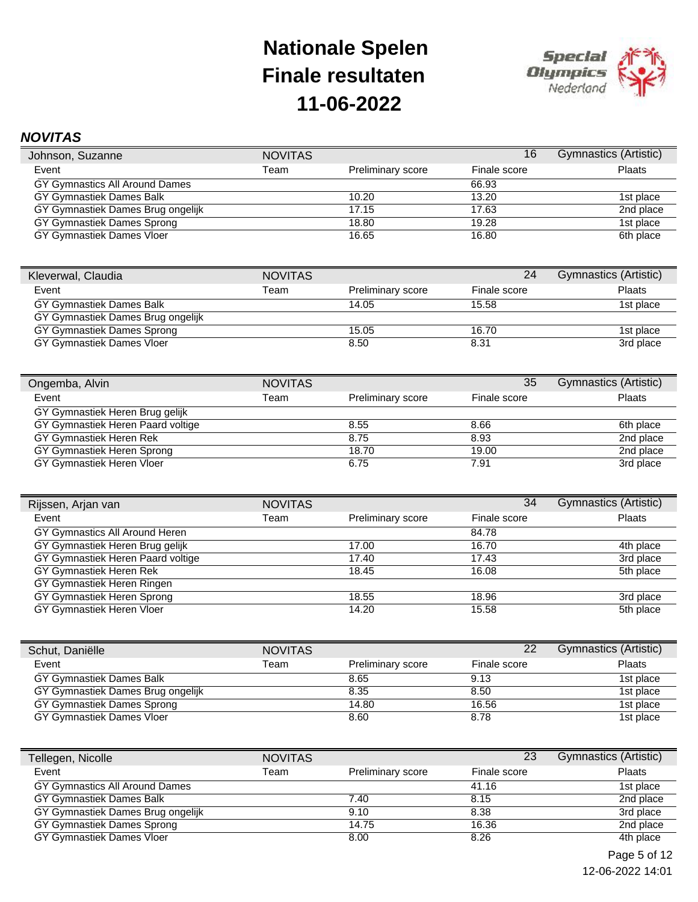# Nationale Spelen
# Finale resultaten
# 11-06-2022

## *NOVITAS*

| Johnson, Suzanne | NOVITAS | | 16 | Gymnastics (Artistic) |
|---|---|---|---|---|
| Event | Team | Preliminary score | Finale score | Plaats |
| GY Gymnastics All Around Dames | | | 66.93 | |
| GY Gymnastiek Dames Balk | | 10.20 | 13.20 | 1st place |
| GY Gymnastiek Dames Brug ongelijk | | 17.15 | 17.63 | 2nd place |
| GY Gymnastiek Dames Sprong | | 18.80 | 19.28 | 1st place |
| GY Gymnastiek Dames Vloer | | 16.65 | 16.80 | 6th place |

| Kleverwal, Claudia | NOVITAS | | 24 | Gymnastics (Artistic) |
|---|---|---|---|---|
| Event | Team | Preliminary score | Finale score | Plaats |
| GY Gymnastiek Dames Balk | | 14.05 | 15.58 | 1st place |
| GY Gymnastiek Dames Brug ongelijk | | | | |
| GY Gymnastiek Dames Sprong | | 15.05 | 16.70 | 1st place |
| GY Gymnastiek Dames Vloer | | 8.50 | 8.31 | 3rd place |

| Ongemba, Alvin | NOVITAS | | 35 | Gymnastics (Artistic) |
|---|---|---|---|---|
| Event | Team | Preliminary score | Finale score | Plaats |
| GY Gymnastiek Heren Brug gelijk | | | | |
| GY Gymnastiek Heren Paard voltige | | 8.55 | 8.66 | 6th place |
| GY Gymnastiek Heren Rek | | 8.75 | 8.93 | 2nd place |
| GY Gymnastiek Heren Sprong | | 18.70 | 19.00 | 2nd place |
| GY Gymnastiek Heren Vloer | | 6.75 | 7.91 | 3rd place |

| Rijssen, Arjan van | NOVITAS | | 34 | Gymnastics (Artistic) |
|---|---|---|---|---|
| Event | Team | Preliminary score | Finale score | Plaats |
| GY Gymnastics All Around Heren | | | 84.78 | |
| GY Gymnastiek Heren Brug gelijk | | 17.00 | 16.70 | 4th place |
| GY Gymnastiek Heren Paard voltige | | 17.40 | 17.43 | 3rd place |
| GY Gymnastiek Heren Rek | | 18.45 | 16.08 | 5th place |
| GY Gymnastiek Heren Ringen | | | | |
| GY Gymnastiek Heren Sprong | | 18.55 | 18.96 | 3rd place |
| GY Gymnastiek Heren Vloer | | 14.20 | 15.58 | 5th place |

| Schut, Daniëlle | NOVITAS | | 22 | Gymnastics (Artistic) |
|---|---|---|---|---|
| Event | Team | Preliminary score | Finale score | Plaats |
| GY Gymnastiek Dames Balk | | 8.65 | 9.13 | 1st place |
| GY Gymnastiek Dames Brug ongelijk | | 8.35 | 8.50 | 1st place |
| GY Gymnastiek Dames Sprong | | 14.80 | 16.56 | 1st place |
| GY Gymnastiek Dames Vloer | | 8.60 | 8.78 | 1st place |

| Tellegen, Nicolle | NOVITAS | | 23 | Gymnastics (Artistic) |
|---|---|---|---|---|
| Event | Team | Preliminary score | Finale score | Plaats |
| GY Gymnastics All Around Dames | | | 41.16 | 1st place |
| GY Gymnastiek Dames Balk | | 7.40 | 8.15 | 2nd place |
| GY Gymnastiek Dames Brug ongelijk | | 9.10 | 8.38 | 3rd place |
| GY Gymnastiek Dames Sprong | | 14.75 | 16.36 | 2nd place |
| GY Gymnastiek Dames Vloer | | 8.00 | 8.26 | 4th place |

12-06-2022 14:01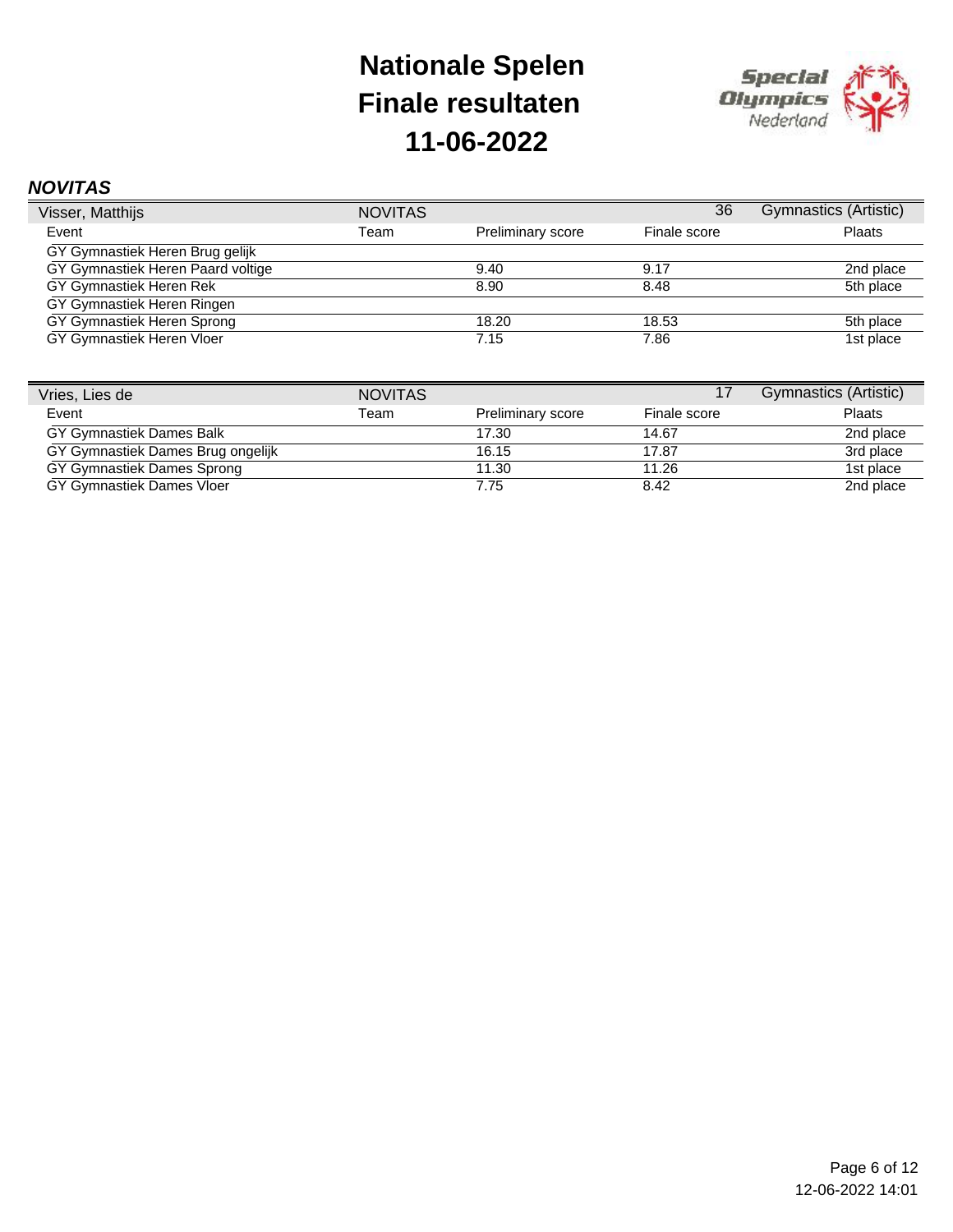# Nationale Spelen
# Finale resultaten
# 11-06-2022

Special Olympics Nederland

***NOVITAS***

| Visser, Matthijs | NOVITAS | | 36 | Gymnastics (Artistic) |
|---|---|---|---|---|
| Event | Team | Preliminary score | Finale score | Plaats |
| GY Gymnastiek Heren Brug gelijk | | | | |
| GY Gymnastiek Heren Paard voltige | | 9.40 | 9.17 | 2nd place |
| GY Gymnastiek Heren Rek | | 8.90 | 8.48 | 5th place |
| GY Gymnastiek Heren Ringen | | | | |
| GY Gymnastiek Heren Sprong | | 18.20 | 18.53 | 5th place |
| GY Gymnastiek Heren Vloer | | 7.15 | 7.86 | 1st place |

| Vries, Lies de | NOVITAS | | 17 | Gymnastics (Artistic) |
|---|---|---|---|---|
| Event | Team | Preliminary score | Finale score | Plaats |
| GY Gymnastiek Dames Balk | | 17.30 | 14.67 | 2nd place |
| GY Gymnastiek Dames Brug ongelijk | | 16.15 | 17.87 | 3rd place |
| GY Gymnastiek Dames Sprong | | 11.30 | 11.26 | 1st place |
| GY Gymnastiek Dames Vloer | | 7.75 | 8.42 | 2nd place |

12-06-2022 14:01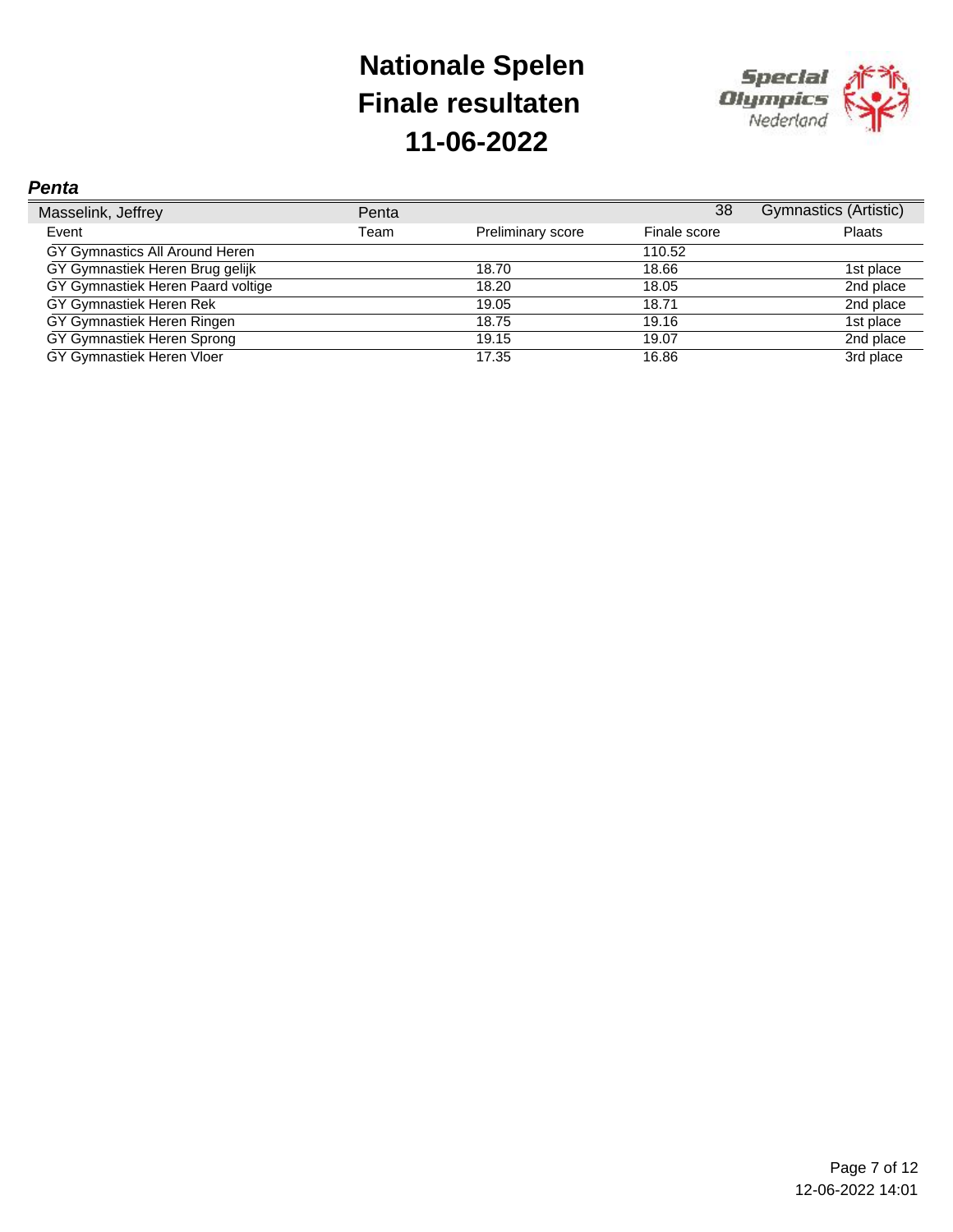# Nationale Spelen
# Finale resultaten
# 11-06-2022

### *Penta*

| Masselink, Jeffrey | Penta | | 38 | Gymnastics (Artistic) |
|---|---|---|---|---|
| Event | Team | Preliminary score | Finale score | Plaats |
| GY Gymnastics All Around Heren | | | 110.52 | |
| GY Gymnastiek Heren Brug gelijk | | 18.70 | 18.66 | 1st place |
| GY Gymnastiek Heren Paard voltige | | 18.20 | 18.05 | 2nd place |
| GY Gymnastiek Heren Rek | | 19.05 | 18.71 | 2nd place |
| GY Gymnastiek Heren Ringen | | 18.75 | 19.16 | 1st place |
| GY Gymnastiek Heren Sprong | | 19.15 | 19.07 | 2nd place |
| GY Gymnastiek Heren Vloer | | 17.35 | 16.86 | 3rd place |

12-06-2022 14:01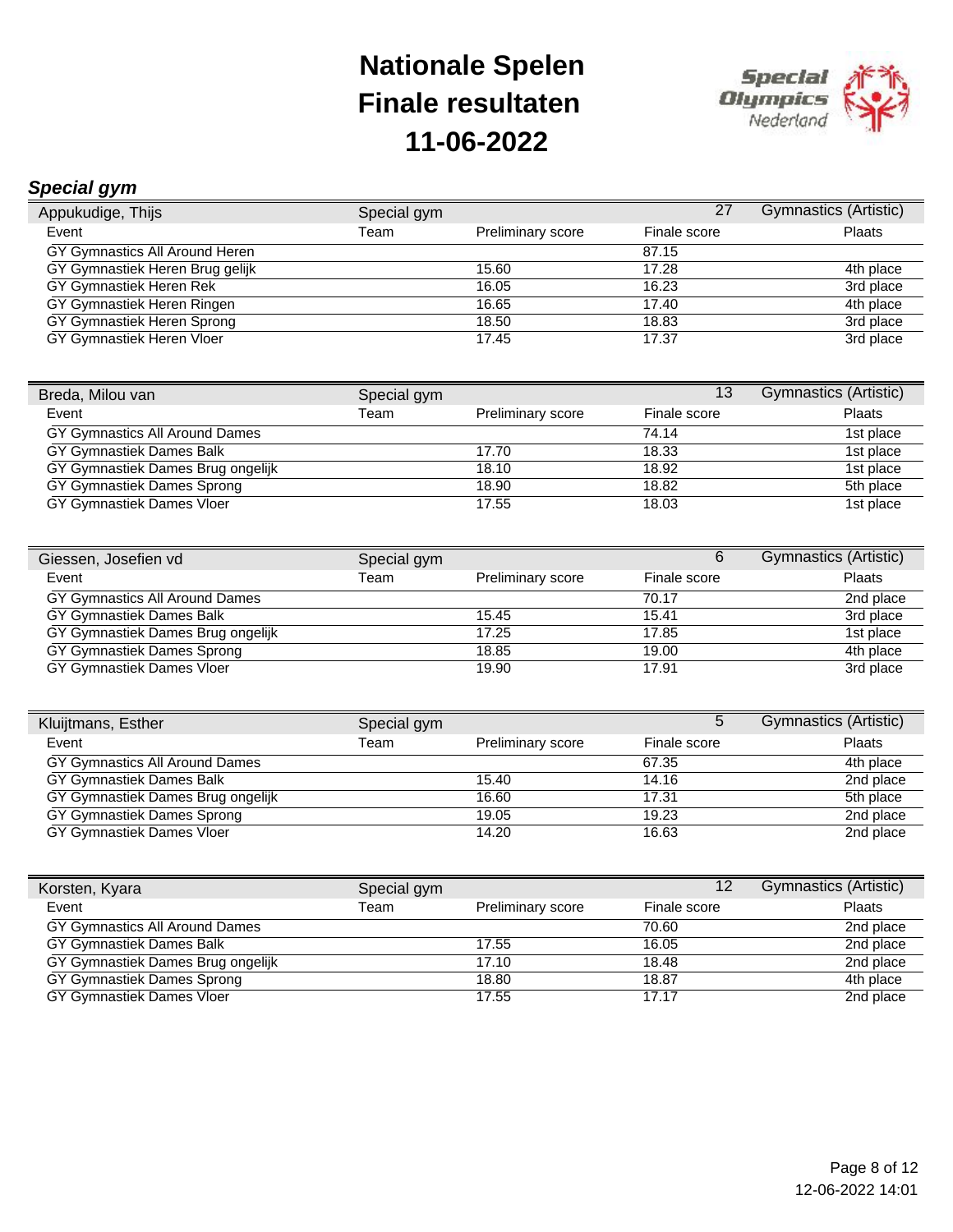# Nationale Spelen
# Finale resultaten
# 11-06-2022

## *Special gym*

| Appukudige, Thijs | Special gym | | 27 | Gymnastics (Artistic) |
|---|---|---|---|---|
| Event | Team | Preliminary score | Finale score | Plaats |
| GY Gymnastics All Around Heren | | | 87.15 | |
| GY Gymnastiek Heren Brug gelijk | | 15.60 | 17.28 | 4th place |
| GY Gymnastiek Heren Rek | | 16.05 | 16.23 | 3rd place |
| GY Gymnastiek Heren Ringen | | 16.65 | 17.40 | 4th place |
| GY Gymnastiek Heren Sprong | | 18.50 | 18.83 | 3rd place |
| GY Gymnastiek Heren Vloer | | 17.45 | 17.37 | 3rd place |

| Breda, Milou van | Special gym | | 13 | Gymnastics (Artistic) |
|---|---|---|---|---|
| Event | Team | Preliminary score | Finale score | Plaats |
| GY Gymnastics All Around Dames | | | 74.14 | 1st place |
| GY Gymnastiek Dames Balk | | 17.70 | 18.33 | 1st place |
| GY Gymnastiek Dames Brug ongelijk | | 18.10 | 18.92 | 1st place |
| GY Gymnastiek Dames Sprong | | 18.90 | 18.82 | 5th place |
| GY Gymnastiek Dames Vloer | | 17.55 | 18.03 | 1st place |

| Giessen, Josefien vd | Special gym | | 6 | Gymnastics (Artistic) |
|---|---|---|---|---|
| Event | Team | Preliminary score | Finale score | Plaats |
| GY Gymnastics All Around Dames | | | 70.17 | 2nd place |
| GY Gymnastiek Dames Balk | | 15.45 | 15.41 | 3rd place |
| GY Gymnastiek Dames Brug ongelijk | | 17.25 | 17.85 | 1st place |
| GY Gymnastiek Dames Sprong | | 18.85 | 19.00 | 4th place |
| GY Gymnastiek Dames Vloer | | 19.90 | 17.91 | 3rd place |

| Kluijtmans, Esther | Special gym | | 5 | Gymnastics (Artistic) |
|---|---|---|---|---|
| Event | Team | Preliminary score | Finale score | Plaats |
| GY Gymnastics All Around Dames | | | 67.35 | 4th place |
| GY Gymnastiek Dames Balk | | 15.40 | 14.16 | 2nd place |
| GY Gymnastiek Dames Brug ongelijk | | 16.60 | 17.31 | 5th place |
| GY Gymnastiek Dames Sprong | | 19.05 | 19.23 | 2nd place |
| GY Gymnastiek Dames Vloer | | 14.20 | 16.63 | 2nd place |

| Korsten, Kyara | Special gym | | 12 | Gymnastics (Artistic) |
|---|---|---|---|---|
| Event | Team | Preliminary score | Finale score | Plaats |
| GY Gymnastics All Around Dames | | | 70.60 | 2nd place |
| GY Gymnastiek Dames Balk | | 17.55 | 16.05 | 2nd place |
| GY Gymnastiek Dames Brug ongelijk | | 17.10 | 18.48 | 2nd place |
| GY Gymnastiek Dames Sprong | | 18.80 | 18.87 | 4th place |
| GY Gymnastiek Dames Vloer | | 17.55 | 17.17 | 2nd place |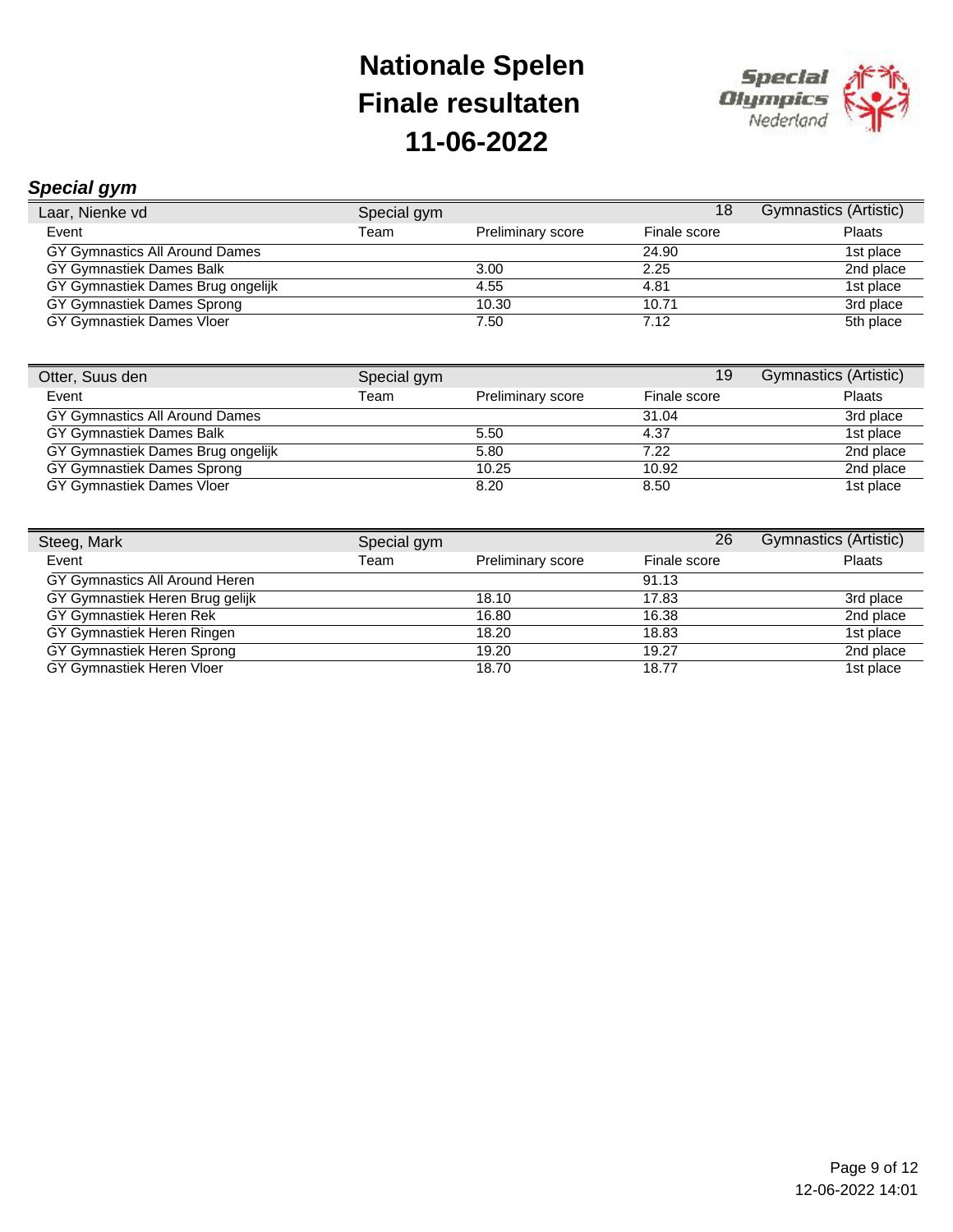# Nationale Spelen
# Finale resultaten
# 11-06-2022

## *Special gym*

| Laar, Nienke vd | Special gym | | 18 | Gymnastics (Artistic) |
|---|---|---|---|---|
| Event | Team | Preliminary score | Finale score | Plaats |
| GY Gymnastics All Around Dames | | | 24.90 | 1st place |
| GY Gymnastiek Dames Balk | | 3.00 | 2.25 | 2nd place |
| GY Gymnastiek Dames Brug ongelijk | | 4.55 | 4.81 | 1st place |
| GY Gymnastiek Dames Sprong | | 10.30 | 10.71 | 3rd place |
| GY Gymnastiek Dames Vloer | | 7.50 | 7.12 | 5th place |

| Otter, Suus den | Special gym | | 19 | Gymnastics (Artistic) |
|---|---|---|---|---|
| Event | Team | Preliminary score | Finale score | Plaats |
| GY Gymnastics All Around Dames | | | 31.04 | 3rd place |
| GY Gymnastiek Dames Balk | | 5.50 | 4.37 | 1st place |
| GY Gymnastiek Dames Brug ongelijk | | 5.80 | 7.22 | 2nd place |
| GY Gymnastiek Dames Sprong | | 10.25 | 10.92 | 2nd place |
| GY Gymnastiek Dames Vloer | | 8.20 | 8.50 | 1st place |

| Steeg, Mark | Special gym | | 26 | Gymnastics (Artistic) |
|---|---|---|---|---|
| Event | Team | Preliminary score | Finale score | Plaats |
| GY Gymnastics All Around Heren | | | 91.13 | |
| GY Gymnastiek Heren Brug gelijk | | 18.10 | 17.83 | 3rd place |
| GY Gymnastiek Heren Rek | | 16.80 | 16.38 | 2nd place |
| GY Gymnastiek Heren Ringen | | 18.20 | 18.83 | 1st place |
| GY Gymnastiek Heren Sprong | | 19.20 | 19.27 | 2nd place |
| GY Gymnastiek Heren Vloer | | 18.70 | 18.77 | 1st place |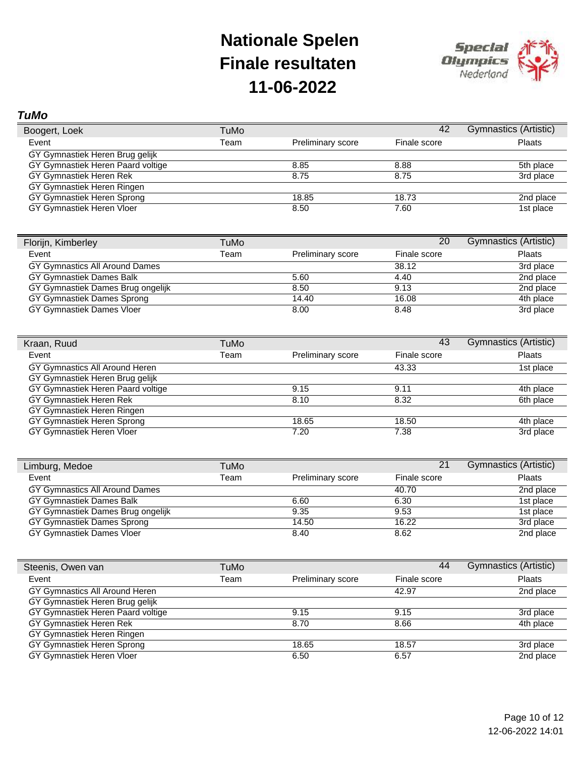# Nationale Spelen
# Finale resultaten
# 11-06-2022

## *TuMo*

| Boogert, Loek | TuMo | | 42 | Gymnastics (Artistic) |
|---|---|---|---|---|
| Event | Team | Preliminary score | Finale score | Plaats |
| GY Gymnastiek Heren Brug gelijk | | | | |
| GY Gymnastiek Heren Paard voltige | | 8.85 | 8.88 | 5th place |
| GY Gymnastiek Heren Rek | | 8.75 | 8.75 | 3rd place |
| GY Gymnastiek Heren Ringen | | | | |
| GY Gymnastiek Heren Sprong | | 18.85 | 18.73 | 2nd place |
| GY Gymnastiek Heren Vloer | | 8.50 | 7.60 | 1st place |

| Florijn, Kimberley | TuMo | | 20 | Gymnastics (Artistic) |
|---|---|---|---|---|
| Event | Team | Preliminary score | Finale score | Plaats |
| GY Gymnastics All Around Dames | | | 38.12 | 3rd place |
| GY Gymnastiek Dames Balk | | 5.60 | 4.40 | 2nd place |
| GY Gymnastiek Dames Brug ongelijk | | 8.50 | 9.13 | 2nd place |
| GY Gymnastiek Dames Sprong | | 14.40 | 16.08 | 4th place |
| GY Gymnastiek Dames Vloer | | 8.00 | 8.48 | 3rd place |

| Kraan, Ruud | TuMo | | 43 | Gymnastics (Artistic) |
|---|---|---|---|---|
| Event | Team | Preliminary score | Finale score | Plaats |
| GY Gymnastics All Around Heren | | | 43.33 | 1st place |
| GY Gymnastiek Heren Brug gelijk | | | | |
| GY Gymnastiek Heren Paard voltige | | 9.15 | 9.11 | 4th place |
| GY Gymnastiek Heren Rek | | 8.10 | 8.32 | 6th place |
| GY Gymnastiek Heren Ringen | | | | |
| GY Gymnastiek Heren Sprong | | 18.65 | 18.50 | 4th place |
| GY Gymnastiek Heren Vloer | | 7.20 | 7.38 | 3rd place |

| Limburg, Medoe | TuMo | | 21 | Gymnastics (Artistic) |
|---|---|---|---|---|
| Event | Team | Preliminary score | Finale score | Plaats |
| GY Gymnastics All Around Dames | | | 40.70 | 2nd place |
| GY Gymnastiek Dames Balk | | 6.60 | 6.30 | 1st place |
| GY Gymnastiek Dames Brug ongelijk | | 9.35 | 9.53 | 1st place |
| GY Gymnastiek Dames Sprong | | 14.50 | 16.22 | 3rd place |
| GY Gymnastiek Dames Vloer | | 8.40 | 8.62 | 2nd place |

| Steenis, Owen van | TuMo | | 44 | Gymnastics (Artistic) |
|---|---|---|---|---|
| Event | Team | Preliminary score | Finale score | Plaats |
| GY Gymnastics All Around Heren | | | 42.97 | 2nd place |
| GY Gymnastiek Heren Brug gelijk | | | | |
| GY Gymnastiek Heren Paard voltige | | 9.15 | 9.15 | 3rd place |
| GY Gymnastiek Heren Rek | | 8.70 | 8.66 | 4th place |
| GY Gymnastiek Heren Ringen | | | | |
| GY Gymnastiek Heren Sprong | | 18.65 | 18.57 | 3rd place |
| GY Gymnastiek Heren Vloer | | 6.50 | 6.57 | 2nd place |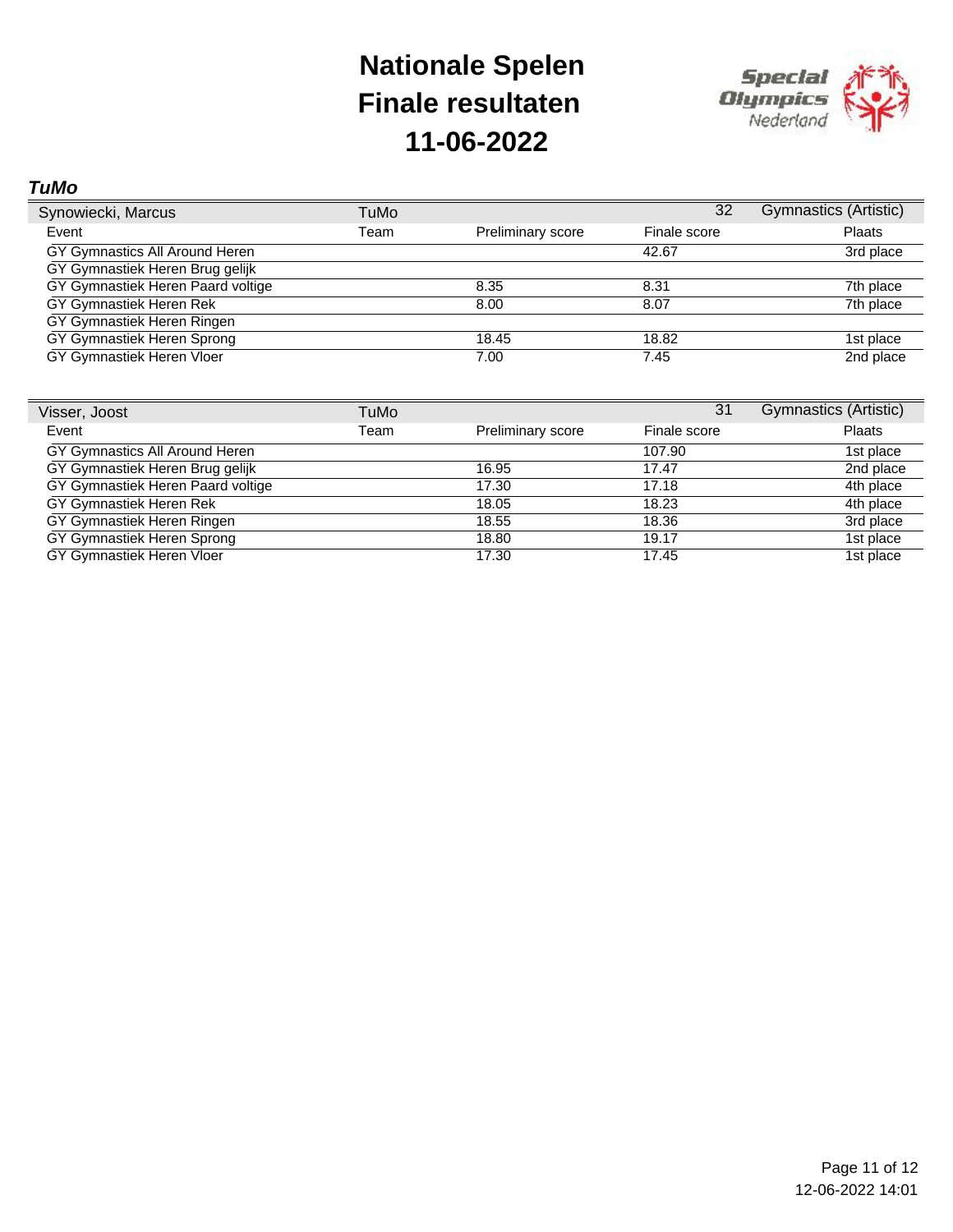# Nationale Spelen
# Finale resultaten
# 11-06-2022

***TuMo***

| Synowiecki, Marcus | TuMo | | 32 | Gymnastics (Artistic) |
|---|---|---|---|---|
| Event | Team | Preliminary score | Finale score | Plaats |
| GY Gymnastics All Around Heren | | | 42.67 | 3rd place |
| GY Gymnastiek Heren Brug gelijk | | | | |
| GY Gymnastiek Heren Paard voltige | | 8.35 | 8.31 | 7th place |
| GY Gymnastiek Heren Rek | | 8.00 | 8.07 | 7th place |
| GY Gymnastiek Heren Ringen | | | | |
| GY Gymnastiek Heren Sprong | | 18.45 | 18.82 | 1st place |
| GY Gymnastiek Heren Vloer | | 7.00 | 7.45 | 2nd place |

| Visser, Joost | TuMo | | 31 | Gymnastics (Artistic) |
|---|---|---|---|---|
| Event | Team | Preliminary score | Finale score | Plaats |
| GY Gymnastics All Around Heren | | | 107.90 | 1st place |
| GY Gymnastiek Heren Brug gelijk | | 16.95 | 17.47 | 2nd place |
| GY Gymnastiek Heren Paard voltige | | 17.30 | 17.18 | 4th place |
| GY Gymnastiek Heren Rek | | 18.05 | 18.23 | 4th place |
| GY Gymnastiek Heren Ringen | | 18.55 | 18.36 | 3rd place |
| GY Gymnastiek Heren Sprong | | 18.80 | 19.17 | 1st place |
| GY Gymnastiek Heren Vloer | | 17.30 | 17.45 | 1st place |

12-06-2022 14:01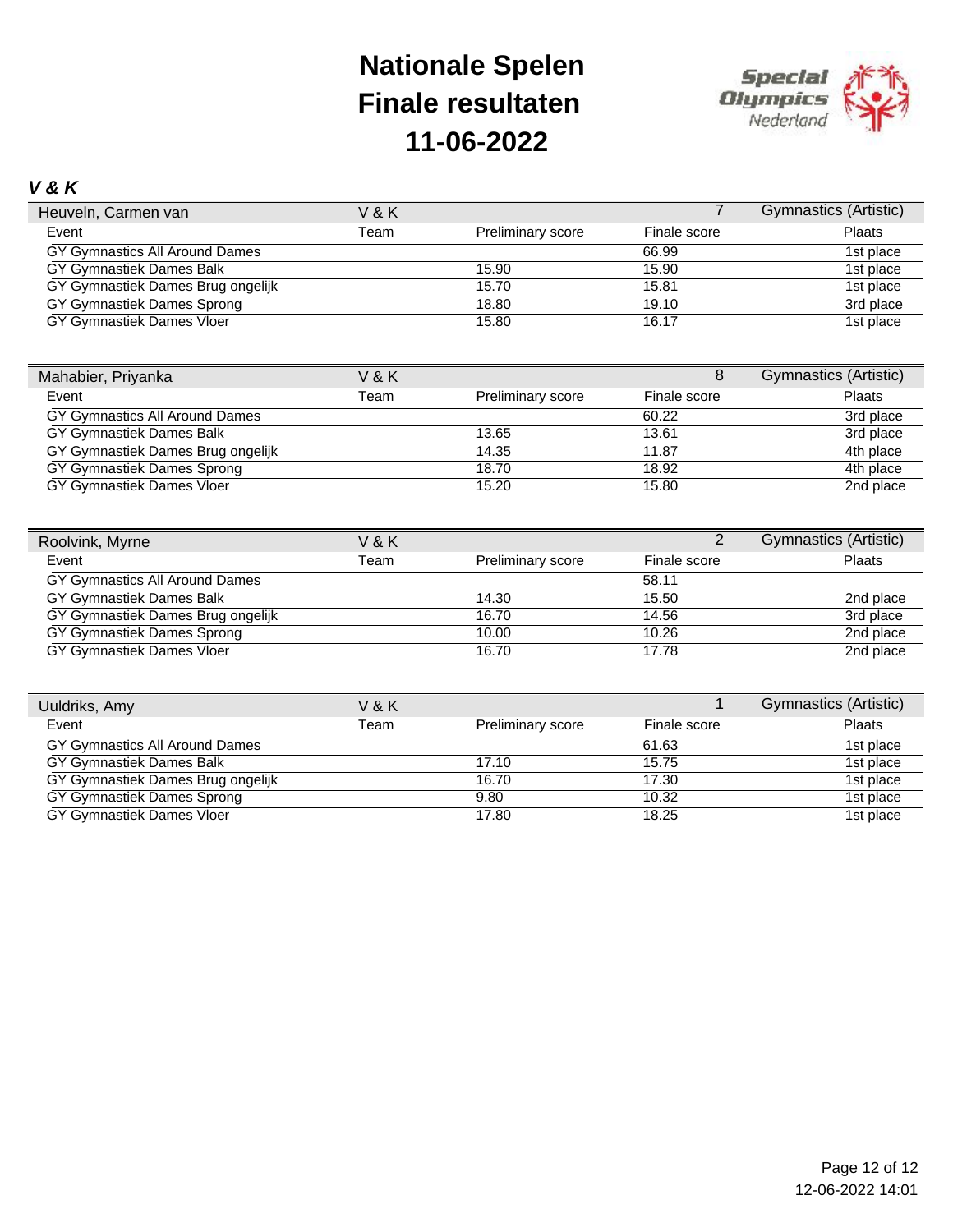# Nationale Spelen
# Finale resultaten
# 11-06-2022

## *V & K*

| Heuveln, Carmen van | V & K | | 7 | Gymnastics (Artistic) |
|---|---|---|---|---|
| Event | Team | Preliminary score | Finale score | Plaats |
| GY Gymnastics All Around Dames | | | 66.99 | 1st place |
| GY Gymnastiek Dames Balk | | 15.90 | 15.90 | 1st place |
| GY Gymnastiek Dames Brug ongelijk | | 15.70 | 15.81 | 1st place |
| GY Gymnastiek Dames Sprong | | 18.80 | 19.10 | 3rd place |
| GY Gymnastiek Dames Vloer | | 15.80 | 16.17 | 1st place |

| Mahabier, Priyanka | V & K | | 8 | Gymnastics (Artistic) |
|---|---|---|---|---|
| Event | Team | Preliminary score | Finale score | Plaats |
| GY Gymnastics All Around Dames | | | 60.22 | 3rd place |
| GY Gymnastiek Dames Balk | | 13.65 | 13.61 | 3rd place |
| GY Gymnastiek Dames Brug ongelijk | | 14.35 | 11.87 | 4th place |
| GY Gymnastiek Dames Sprong | | 18.70 | 18.92 | 4th place |
| GY Gymnastiek Dames Vloer | | 15.20 | 15.80 | 2nd place |

| Roolvink, Myrne | V & K | | 2 | Gymnastics (Artistic) |
|---|---|---|---|---|
| Event | Team | Preliminary score | Finale score | Plaats |
| GY Gymnastics All Around Dames | | | 58.11 | |
| GY Gymnastiek Dames Balk | | 14.30 | 15.50 | 2nd place |
| GY Gymnastiek Dames Brug ongelijk | | 16.70 | 14.56 | 3rd place |
| GY Gymnastiek Dames Sprong | | 10.00 | 10.26 | 2nd place |
| GY Gymnastiek Dames Vloer | | 16.70 | 17.78 | 2nd place |

| Uuldriks, Amy | V & K | | 1 | Gymnastics (Artistic) |
|---|---|---|---|---|
| Event | Team | Preliminary score | Finale score | Plaats |
| GY Gymnastics All Around Dames | | | 61.63 | 1st place |
| GY Gymnastiek Dames Balk | | 17.10 | 15.75 | 1st place |
| GY Gymnastiek Dames Brug ongelijk | | 16.70 | 17.30 | 1st place |
| GY Gymnastiek Dames Sprong | | 9.80 | 10.32 | 1st place |
| GY Gymnastiek Dames Vloer | | 17.80 | 18.25 | 1st place |

12-06-2022 14:01